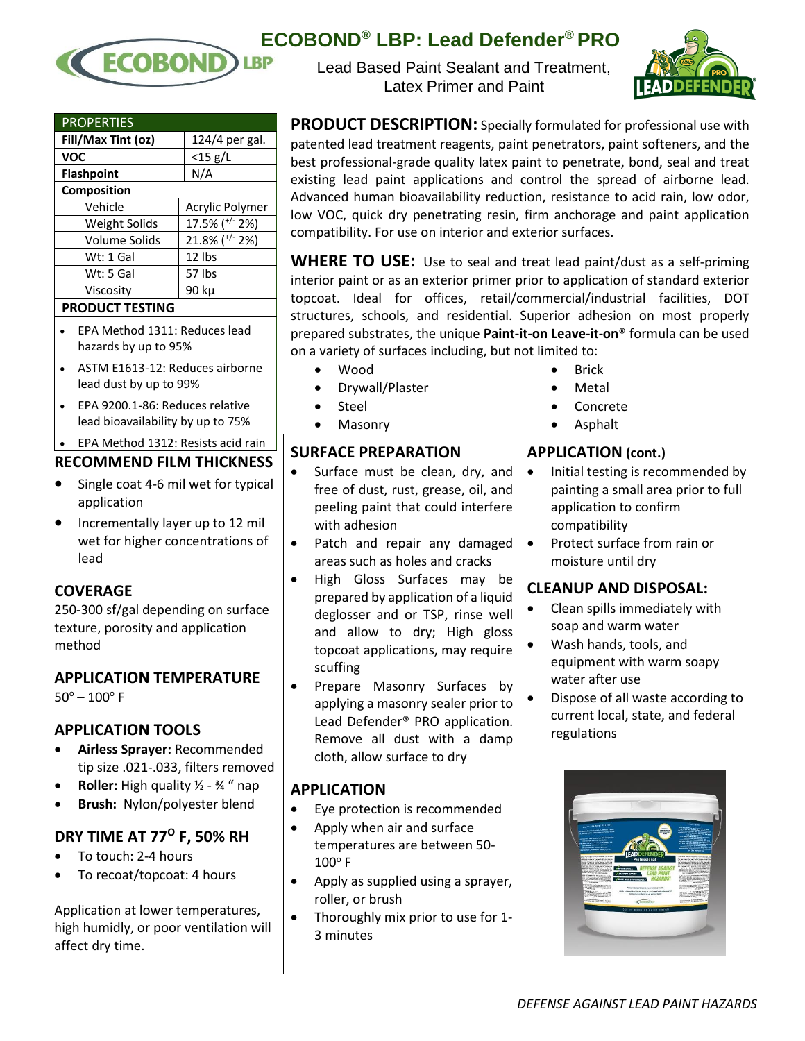# ECOBOND® LBP: Lead Defender® PRO

Lead Based Paint Sealant and Treatment,
Latex Primer and Paint

| PROPERTIES | | |
|---|---|---|
| **Fill/Max Tint (oz)** | | 124/4 per gal. |
| **VOC** | | <15 g/L |
| **Flashpoint** | | N/A |
| **Composition** | | |
| | Vehicle | Acrylic Polymer |
| | Weight Solids | 17.5% (+/- 2%) |
| | Volume Solids | 21.8% (+/- 2%) |
| | Wt: 1 Gal | 12 lbs |
| | Wt: 5 Gal | 57 lbs |
| | Viscosity | 90 kμ |

## PRODUCT TESTING

- EPA Method 1311: Reduces lead hazards by up to 95%
- ASTM E1613-12: Reduces airborne lead dust by up to 99%
- EPA 9200.1-86: Reduces relative lead bioavailability by up to 75%
- EPA Method 1312: Resists acid rain

## RECOMMEND FILM THICKNESS

- Single coat 4-6 mil wet for typical application
- Incrementally layer up to 12 mil wet for higher concentrations of lead

## COVERAGE

250-300 sf/gal depending on surface texture, porosity and application method

## APPLICATION TEMPERATURE

50° – 100° F

## APPLICATION TOOLS

- **Airless Sprayer:** Recommended tip size .021-.033, filters removed
- **Roller:** High quality ½ - ¾ " nap
- **Brush:** Nylon/polyester blend

## DRY TIME AT 77° F, 50% RH

- To touch: 2-4 hours
- To recoat/topcoat: 4 hours

Application at lower temperatures, high humidly, or poor ventilation will affect dry time.

**PRODUCT DESCRIPTION:** Specially formulated for professional use with patented lead treatment reagents, paint penetrators, paint softeners, and the best professional-grade quality latex paint to penetrate, bond, seal and treat existing lead paint applications and control the spread of airborne lead. Advanced human bioavailability reduction, resistance to acid rain, low odor, low VOC, quick dry penetrating resin, firm anchorage and paint application compatibility. For use on interior and exterior surfaces.

**WHERE TO USE:** Use to seal and treat lead paint/dust as a self-priming interior paint or as an exterior primer prior to application of standard exterior topcoat. Ideal for offices, retail/commercial/industrial facilities, DOT structures, schools, and residential. Superior adhesion on most properly prepared substrates, the unique **Paint-it-on Leave-it-on**® formula can be used on a variety of surfaces including, but not limited to:

- Wood
- Drywall/Plaster
- Steel
- Masonry
- Brick
- Metal
- Concrete
- Asphalt

## SURFACE PREPARATION

- Surface must be clean, dry, and free of dust, rust, grease, oil, and peeling paint that could interfere with adhesion
- Patch and repair any damaged areas such as holes and cracks
- High Gloss Surfaces may be prepared by application of a liquid deglosser and or TSP, rinse well and allow to dry; High gloss topcoat applications, may require scuffing
- Prepare Masonry Surfaces by applying a masonry sealer prior to Lead Defender® PRO application. Remove all dust with a damp cloth, allow surface to dry

## APPLICATION

- Eye protection is recommended
- Apply when air and surface temperatures are between 50-100° F
- Apply as supplied using a sprayer, roller, or brush
- Thoroughly mix prior to use for 1-3 minutes

## APPLICATION (cont.)

- Initial testing is recommended by painting a small area prior to full application to confirm compatibility
- Protect surface from rain or moisture until dry

## CLEANUP AND DISPOSAL:

- Clean spills immediately with soap and warm water
- Wash hands, tools, and equipment with warm soapy water after use
- Dispose of all waste according to current local, state, and federal regulations

*DEFENSE AGAINST LEAD PAINT HAZARDS*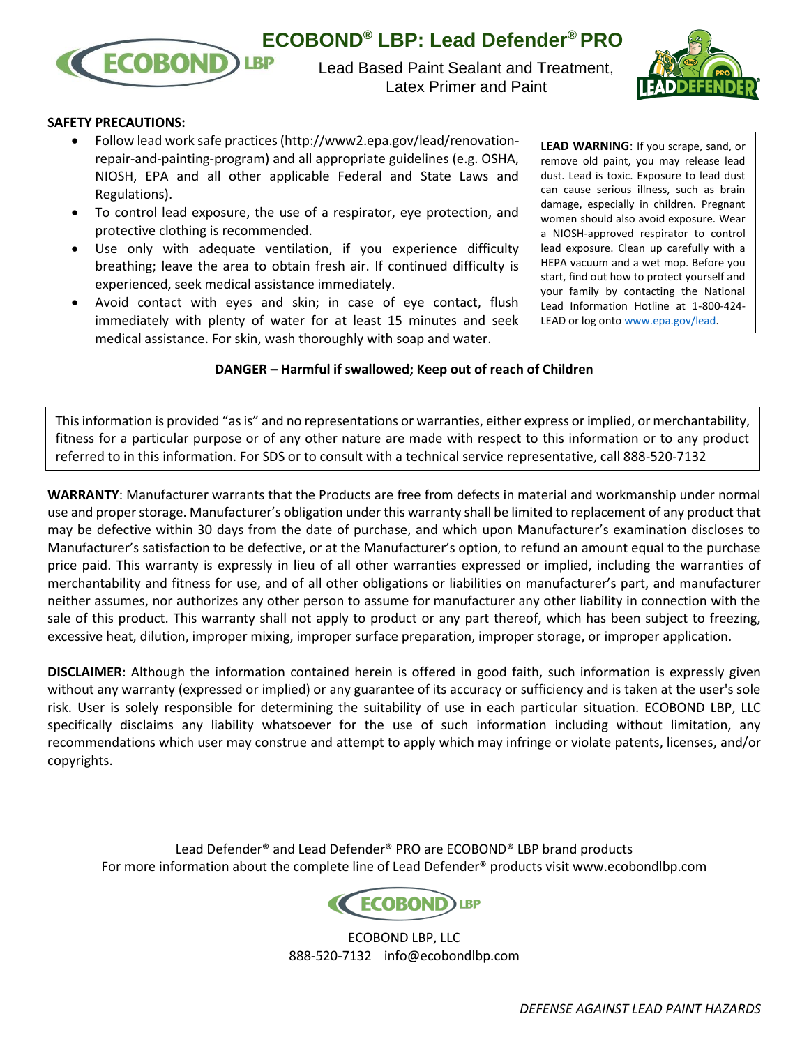# ECOBOND® LBP: Lead Defender® PRO

Lead Based Paint Sealant and Treatment, Latex Primer and Paint

**SAFETY PRECAUTIONS:**

- Follow lead work safe practices (http://www2.epa.gov/lead/renovation-repair-and-painting-program) and all appropriate guidelines (e.g. OSHA, NIOSH, EPA and all other applicable Federal and State Laws and Regulations).
- To control lead exposure, the use of a respirator, eye protection, and protective clothing is recommended.
- Use only with adequate ventilation, if you experience difficulty breathing; leave the area to obtain fresh air. If continued difficulty is experienced, seek medical assistance immediately.
- Avoid contact with eyes and skin; in case of eye contact, flush immediately with plenty of water for at least 15 minutes and seek medical assistance. For skin, wash thoroughly with soap and water.

**LEAD WARNING**: If you scrape, sand, or remove old paint, you may release lead dust. Lead is toxic. Exposure to lead dust can cause serious illness, such as brain damage, especially in children. Pregnant women should also avoid exposure. Wear a NIOSH-approved respirator to control lead exposure. Clean up carefully with a HEPA vacuum and a wet mop. Before you start, find out how to protect yourself and your family by contacting the National Lead Information Hotline at 1-800-424-LEAD or log onto www.epa.gov/lead.

**DANGER – Harmful if swallowed; Keep out of reach of Children**

This information is provided "as is" and no representations or warranties, either express or implied, or merchantability, fitness for a particular purpose or of any other nature are made with respect to this information or to any product referred to in this information. For SDS or to consult with a technical service representative, call 888-520-7132

**WARRANTY**: Manufacturer warrants that the Products are free from defects in material and workmanship under normal use and proper storage. Manufacturer's obligation under this warranty shall be limited to replacement of any product that may be defective within 30 days from the date of purchase, and which upon Manufacturer's examination discloses to Manufacturer's satisfaction to be defective, or at the Manufacturer's option, to refund an amount equal to the purchase price paid. This warranty is expressly in lieu of all other warranties expressed or implied, including the warranties of merchantability and fitness for use, and of all other obligations or liabilities on manufacturer's part, and manufacturer neither assumes, nor authorizes any other person to assume for manufacturer any other liability in connection with the sale of this product. This warranty shall not apply to product or any part thereof, which has been subject to freezing, excessive heat, dilution, improper mixing, improper surface preparation, improper storage, or improper application.

**DISCLAIMER**: Although the information contained herein is offered in good faith, such information is expressly given without any warranty (expressed or implied) or any guarantee of its accuracy or sufficiency and is taken at the user's sole risk. User is solely responsible for determining the suitability of use in each particular situation. ECOBOND LBP, LLC specifically disclaims any liability whatsoever for the use of such information including without limitation, any recommendations which user may construe and attempt to apply which may infringe or violate patents, licenses, and/or copyrights.

Lead Defender® and Lead Defender® PRO are ECOBOND® LBP brand products
For more information about the complete line of Lead Defender® products visit www.ecobondlbp.com

ECOBOND LBP, LLC
888-520-7132 info@ecobondlbp.com

*DEFENSE AGAINST LEAD PAINT HAZARDS*